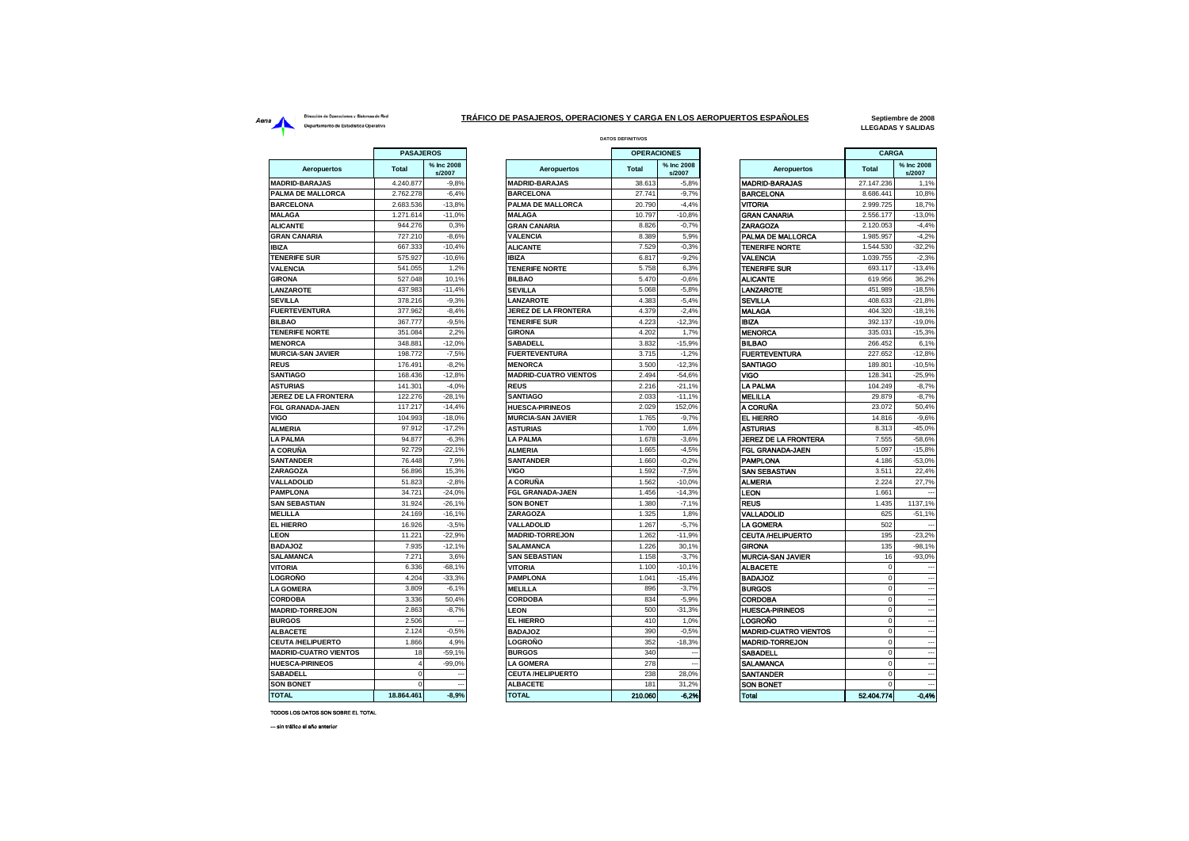Dirección de Operaciones y Sistemas de Red
Departamento de Estadística Operativa

# TRÁFICO DE PASAJEROS, OPERACIONES Y CARGA EN LOS AEROPUERTOS ESPAÑOLES

**Septiembre de 2008**
**LLEGADAS Y SALIDAS**

DATOS DEFINITIVOS

| PASAJEROS | | |
|---|---|---|
| **Aeropuertos** | **Total** | **% Inc 2008 s/2007** |
| MADRID-BARAJAS | 4.240.877 | -9,8% |
| PALMA DE MALLORCA | 2.762.278 | -6,4% |
| BARCELONA | 2.683.536 | -13,8% |
| MALAGA | 1.271.614 | -11,0% |
| ALICANTE | 944.276 | 0,3% |
| GRAN CANARIA | 727.210 | -8,6% |
| IBIZA | 667.333 | -10,4% |
| TENERIFE SUR | 575.927 | -10,6% |
| VALENCIA | 541.055 | 1,2% |
| GIRONA | 527.048 | 10,1% |
| LANZAROTE | 437.983 | -11,4% |
| SEVILLA | 378.216 | -9,3% |
| FUERTEVENTURA | 377.962 | -8,4% |
| BILBAO | 367.777 | -9,5% |
| TENERIFE NORTE | 351.084 | 2,2% |
| MENORCA | 348.881 | -12,0% |
| MURCIA-SAN JAVIER | 198.772 | -7,5% |
| REUS | 176.491 | -8,2% |
| SANTIAGO | 168.436 | -12,8% |
| ASTURIAS | 141.301 | -4,0% |
| JEREZ DE LA FRONTERA | 122.276 | -28,1% |
| FGL GRANADA-JAEN | 117.217 | -14,4% |
| VIGO | 104.993 | -18,0% |
| ALMERIA | 97.912 | -17,2% |
| LA PALMA | 94.877 | -6,3% |
| A CORUÑA | 92.729 | -22,1% |
| SANTANDER | 76.448 | 7,9% |
| ZARAGOZA | 56.896 | 15,3% |
| VALLADOLID | 51.823 | -2,8% |
| PAMPLONA | 34.721 | -24,0% |
| SAN SEBASTIAN | 31.924 | -26,1% |
| MELILLA | 24.169 | -16,1% |
| EL HIERRO | 16.926 | -3,5% |
| LEON | 11.221 | -22,9% |
| BADAJOZ | 7.935 | -12,1% |
| SALAMANCA | 7.271 | 3,6% |
| VITORIA | 6.336 | -68,1% |
| LOGROÑO | 4.204 | -33,3% |
| LA GOMERA | 3.809 | -6,1% |
| CORDOBA | 3.336 | 50,4% |
| MADRID-TORREJON | 2.863 | -8,7% |
| BURGOS | 2.506 | --- |
| ALBACETE | 2.124 | -0,5% |
| CEUTA /HELIPUERTO | 1.866 | 4,9% |
| MADRID-CUATRO VIENTOS | 18 | -59,1% |
| HUESCA-PIRINEOS | 4 | -99,0% |
| SABADELL | 0 | --- |
| SON BONET | 0 | --- |
| **TOTAL** | **18.864.461** | **-8,9%** |

| OPERACIONES | | |
|---|---|---|
| **Aeropuertos** | **Total** | **% Inc 2008 s/2007** |
| MADRID-BARAJAS | 38.613 | -5,8% |
| BARCELONA | 27.741 | -9,7% |
| PALMA DE MALLORCA | 20.790 | -4,4% |
| MALAGA | 10.797 | -10,8% |
| GRAN CANARIA | 8.826 | -0,7% |
| VALENCIA | 8.389 | 5,9% |
| ALICANTE | 7.529 | -0,3% |
| IBIZA | 6.817 | -9,2% |
| TENERIFE NORTE | 5.758 | 6,3% |
| BILBAO | 5.470 | -0,6% |
| SEVILLA | 5.068 | -5,8% |
| LANZAROTE | 4.383 | -5,4% |
| JEREZ DE LA FRONTERA | 4.379 | -2,4% |
| TENERIFE SUR | 4.223 | -12,3% |
| GIRONA | 4.202 | 1,7% |
| SABADELL | 3.832 | -15,9% |
| FUERTEVENTURA | 3.715 | -1,2% |
| MENORCA | 3.500 | -12,3% |
| MADRID-CUATRO VIENTOS | 2.494 | -54,6% |
| REUS | 2.216 | -21,1% |
| SANTIAGO | 2.033 | -11,1% |
| HUESCA-PIRINEOS | 2.029 | 152,0% |
| MURCIA-SAN JAVIER | 1.765 | -9,7% |
| ASTURIAS | 1.700 | 1,6% |
| LA PALMA | 1.678 | -3,6% |
| ALMERIA | 1.665 | -4,5% |
| SANTANDER | 1.660 | -0,2% |
| VIGO | 1.592 | -7,5% |
| A CORUÑA | 1.562 | -10,0% |
| FGL GRANADA-JAEN | 1.456 | -14,3% |
| SON BONET | 1.380 | -7,1% |
| ZARAGOZA | 1.325 | 1,8% |
| VALLADOLID | 1.267 | -5,7% |
| MADRID-TORREJON | 1.262 | -11,9% |
| SALAMANCA | 1.226 | 30,1% |
| SAN SEBASTIAN | 1.158 | -3,7% |
| VITORIA | 1.100 | -10,1% |
| PAMPLONA | 1.041 | -15,4% |
| MELILLA | 896 | -3,7% |
| CORDOBA | 834 | -5,9% |
| LEON | 500 | -31,3% |
| EL HIERRO | 410 | 1,0% |
| BADAJOZ | 390 | -0,5% |
| LOGROÑO | 352 | -18,3% |
| BURGOS | 340 | --- |
| LA GOMERA | 278 | --- |
| CEUTA /HELIPUERTO | 238 | 28,0% |
| ALBACETE | 181 | 31,2% |
| **TOTAL** | **210.060** | **-6,2%** |

| CARGA | | |
|---|---|---|
| **Aeropuertos** | **Total** | **% Inc 2008 s/2007** |
| MADRID-BARAJAS | 27.147.236 | 1,1% |
| BARCELONA | 8.686.441 | 10,8% |
| VITORIA | 2.999.725 | 18,7% |
| GRAN CANARIA | 2.556.177 | -13,0% |
| ZARAGOZA | 2.120.053 | -4,4% |
| PALMA DE MALLORCA | 1.985.957 | -4,2% |
| TENERIFE NORTE | 1.544.530 | -32,2% |
| VALENCIA | 1.039.755 | -2,3% |
| TENERIFE SUR | 693.117 | -13,4% |
| ALICANTE | 619.956 | 36,2% |
| LANZAROTE | 451.989 | -18,5% |
| SEVILLA | 408.633 | -21,8% |
| MALAGA | 404.320 | -18,1% |
| IBIZA | 392.137 | -19,0% |
| MENORCA | 335.031 | -15,3% |
| BILBAO | 266.452 | 6,1% |
| FUERTEVENTURA | 227.652 | -12,8% |
| SANTIAGO | 189.801 | -10,5% |
| VIGO | 128.341 | -25,9% |
| LA PALMA | 104.249 | -8,7% |
| MELILLA | 29.879 | -8,7% |
| A CORUÑA | 23.072 | 50,4% |
| EL HIERRO | 14.816 | -9,6% |
| ASTURIAS | 8.313 | -45,0% |
| JEREZ DE LA FRONTERA | 7.555 | -58,6% |
| FGL GRANADA-JAEN | 5.097 | -15,8% |
| PAMPLONA | 4.186 | -53,0% |
| SAN SEBASTIAN | 3.511 | 22,4% |
| ALMERIA | 2.224 | 27,7% |
| LEON | 1.661 | --- |
| REUS | 1.435 | 1137,1% |
| VALLADOLID | 625 | -51,1% |
| LA GOMERA | 502 | --- |
| CEUTA /HELIPUERTO | 195 | -23,2% |
| GIRONA | 135 | -98,1% |
| MURCIA-SAN JAVIER | 16 | -93,0% |
| ALBACETE | 0 | --- |
| BADAJOZ | 0 | --- |
| BURGOS | 0 | --- |
| CORDOBA | 0 | --- |
| HUESCA-PIRINEOS | 0 | --- |
| LOGROÑO | 0 | --- |
| MADRID-CUATRO VIENTOS | 0 | --- |
| MADRID-TORREJON | 0 | --- |
| SABADELL | 0 | --- |
| SALAMANCA | 0 | --- |
| SANTANDER | 0 | --- |
| SON BONET | 0 | --- |
| **Total** | **52.404.774** | **-0,4%** |

TODOS LOS DATOS SON SOBRE EL TOTAL

--- sin tráfico el año anterior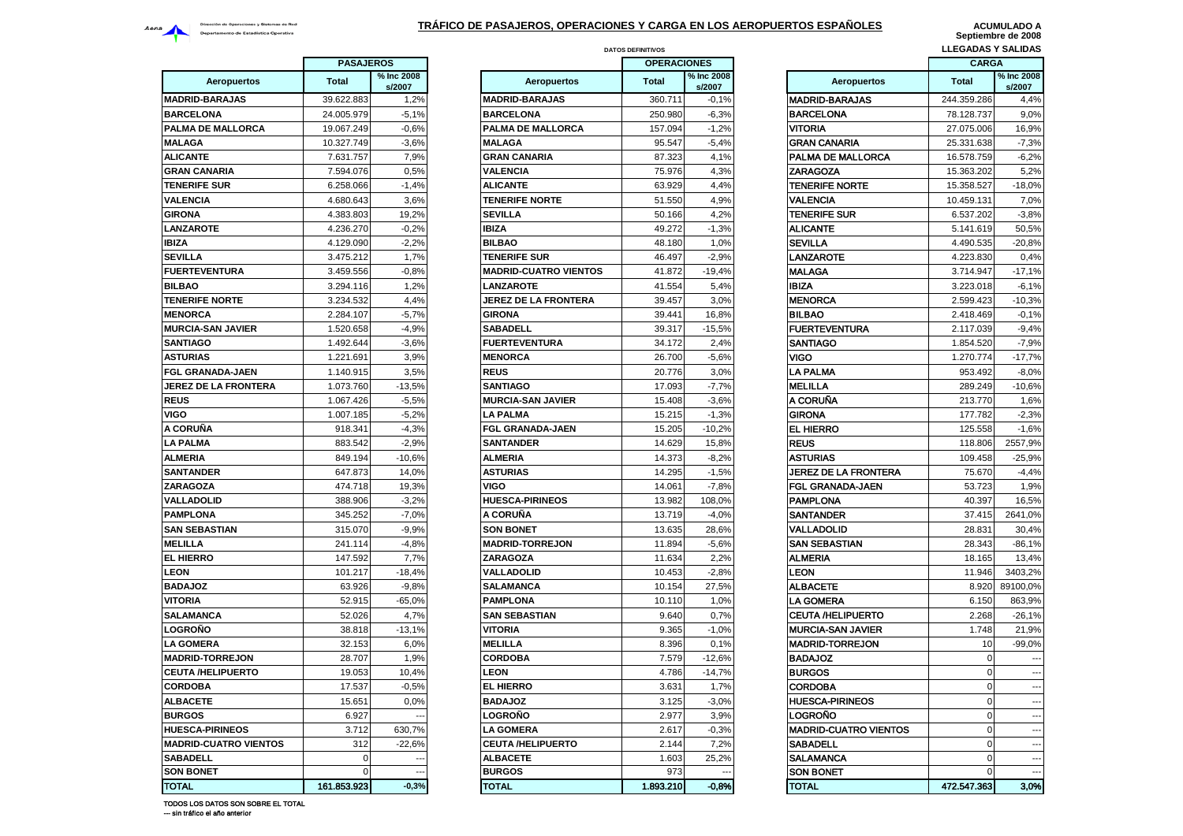Aena — Dirección de Operaciones y Sistemas de Red — Departamento de Estadística Operativa

## TRÁFICO DE PASAJEROS, OPERACIONES Y CARGA EN LOS AEROPUERTOS ESPAÑOLES

ACUMULADO A Septiembre de 2008

DATOS DEFINITIVOS

LLEGADAS Y SALIDAS

| Aeropuertos | PASAJEROS Total | % Inc 2008 s/2007 |
|---|---|---|
| MADRID-BARAJAS | 39.622.883 | 1,2% |
| BARCELONA | 24.005.979 | -5,1% |
| PALMA DE MALLORCA | 19.067.249 | -0,6% |
| MALAGA | 10.327.749 | -3,6% |
| ALICANTE | 7.631.757 | 7,9% |
| GRAN CANARIA | 7.594.076 | 0,5% |
| TENERIFE SUR | 6.258.066 | -1,4% |
| VALENCIA | 4.680.643 | 3,6% |
| GIRONA | 4.383.803 | 19,2% |
| LANZAROTE | 4.236.270 | -0,2% |
| IBIZA | 4.129.090 | -2,2% |
| SEVILLA | 3.475.212 | 1,7% |
| FUERTEVENTURA | 3.459.556 | -0,8% |
| BILBAO | 3.294.116 | 1,2% |
| TENERIFE NORTE | 3.234.532 | 4,4% |
| MENORCA | 2.284.107 | -5,7% |
| MURCIA-SAN JAVIER | 1.520.658 | -4,9% |
| SANTIAGO | 1.492.644 | -3,6% |
| ASTURIAS | 1.221.691 | 3,9% |
| FGL GRANADA-JAEN | 1.140.915 | 3,5% |
| JEREZ DE LA FRONTERA | 1.073.760 | -13,5% |
| REUS | 1.067.426 | -5,5% |
| VIGO | 1.007.185 | -5,2% |
| A CORUÑA | 918.341 | -4,3% |
| LA PALMA | 883.542 | -2,9% |
| ALMERIA | 849.194 | -10,6% |
| SANTANDER | 647.873 | 14,0% |
| ZARAGOZA | 474.718 | 19,3% |
| VALLADOLID | 388.906 | -3,2% |
| PAMPLONA | 345.252 | -7,0% |
| SAN SEBASTIAN | 315.070 | -9,9% |
| MELILLA | 241.114 | -4,8% |
| EL HIERRO | 147.592 | 7,7% |
| LEON | 101.217 | -18,4% |
| BADAJOZ | 63.926 | -9,8% |
| VITORIA | 52.915 | -65,0% |
| SALAMANCA | 52.026 | 4,7% |
| LOGROÑO | 38.818 | -13,1% |
| LA GOMERA | 32.153 | 6,0% |
| MADRID-TORREJON | 28.707 | 1,9% |
| CEUTA /HELIPUERTO | 19.053 | 10,4% |
| CORDOBA | 17.537 | -0,5% |
| ALBACETE | 15.651 | 0,0% |
| BURGOS | 6.927 | --- |
| HUESCA-PIRINEOS | 3.712 | 630,7% |
| MADRID-CUATRO VIENTOS | 312 | -22,6% |
| SABADELL | 0 | --- |
| SON BONET | 0 | --- |
| TOTAL | 161.853.923 | -0,3% |

| Aeropuertos | OPERACIONES Total | % Inc 2008 s/2007 |
|---|---|---|
| MADRID-BARAJAS | 360.711 | -0,1% |
| BARCELONA | 250.980 | -6,3% |
| PALMA DE MALLORCA | 157.094 | -1,2% |
| MALAGA | 95.547 | -5,4% |
| GRAN CANARIA | 87.323 | 4,1% |
| VALENCIA | 75.976 | 4,3% |
| ALICANTE | 63.929 | 4,4% |
| TENERIFE NORTE | 51.550 | 4,9% |
| SEVILLA | 50.166 | 4,2% |
| IBIZA | 49.272 | -1,3% |
| BILBAO | 48.180 | 1,0% |
| TENERIFE SUR | 46.497 | -2,9% |
| MADRID-CUATRO VIENTOS | 41.872 | -19,4% |
| LANZAROTE | 41.554 | 5,4% |
| JEREZ DE LA FRONTERA | 39.457 | 3,0% |
| GIRONA | 39.441 | 16,8% |
| SABADELL | 39.317 | -15,5% |
| FUERTEVENTURA | 34.172 | 2,4% |
| MENORCA | 26.700 | -5,6% |
| REUS | 20.776 | 3,0% |
| SANTIAGO | 17.093 | -7,7% |
| MURCIA-SAN JAVIER | 15.408 | -3,6% |
| LA PALMA | 15.215 | -1,3% |
| FGL GRANADA-JAEN | 15.205 | -10,2% |
| SANTANDER | 14.629 | 15,8% |
| ALMERIA | 14.373 | -8,2% |
| ASTURIAS | 14.295 | -1,5% |
| VIGO | 14.061 | -7,8% |
| HUESCA-PIRINEOS | 13.982 | 108,0% |
| A CORUÑA | 13.719 | -4,0% |
| SON BONET | 13.635 | 28,6% |
| MADRID-TORREJON | 11.894 | -5,6% |
| ZARAGOZA | 11.634 | 2,2% |
| VALLADOLID | 10.453 | -2,8% |
| SALAMANCA | 10.154 | 27,5% |
| PAMPLONA | 10.110 | 1,0% |
| SAN SEBASTIAN | 9.640 | 0,7% |
| VITORIA | 9.365 | -1,0% |
| MELILLA | 8.396 | 0,1% |
| CORDOBA | 7.579 | -12,6% |
| LEON | 4.786 | -14,7% |
| EL HIERRO | 3.631 | 1,7% |
| BADAJOZ | 3.125 | -3,0% |
| LOGROÑO | 2.977 | 3,9% |
| LA GOMERA | 2.617 | -0,3% |
| CEUTA /HELIPUERTO | 2.144 | 7,2% |
| ALBACETE | 1.603 | 25,2% |
| BURGOS | 973 | --- |
| TOTAL | 1.893.210 | -0,8% |

| Aeropuertos | CARGA Total | % Inc 2008 s/2007 |
|---|---|---|
| MADRID-BARAJAS | 244.359.286 | 4,4% |
| BARCELONA | 78.128.737 | 9,0% |
| VITORIA | 27.075.006 | 16,9% |
| GRAN CANARIA | 25.331.638 | -7,3% |
| PALMA DE MALLORCA | 16.578.759 | -6,2% |
| ZARAGOZA | 15.363.202 | 5,2% |
| TENERIFE NORTE | 15.358.527 | -18,0% |
| VALENCIA | 10.459.131 | 7,0% |
| TENERIFE SUR | 6.537.202 | -3,8% |
| ALICANTE | 5.141.619 | 50,5% |
| SEVILLA | 4.490.535 | -20,8% |
| LANZAROTE | 4.223.830 | 0,4% |
| MALAGA | 3.714.947 | -17,1% |
| IBIZA | 3.223.018 | -6,1% |
| MENORCA | 2.599.423 | -10,3% |
| BILBAO | 2.418.469 | -0,1% |
| FUERTEVENTURA | 2.117.039 | -9,4% |
| SANTIAGO | 1.854.520 | -7,9% |
| VIGO | 1.270.774 | -17,7% |
| LA PALMA | 953.492 | -8,0% |
| MELILLA | 289.249 | -10,6% |
| A CORUÑA | 213.770 | 1,6% |
| GIRONA | 177.782 | -2,3% |
| EL HIERRO | 125.558 | -1,6% |
| REUS | 118.806 | 2557,9% |
| ASTURIAS | 109.458 | -25,9% |
| JEREZ DE LA FRONTERA | 75.670 | -4,4% |
| FGL GRANADA-JAEN | 53.723 | 1,9% |
| PAMPLONA | 40.397 | 16,5% |
| SANTANDER | 37.415 | 2641,0% |
| VALLADOLID | 28.831 | 30,4% |
| SAN SEBASTIAN | 28.343 | -86,1% |
| ALMERIA | 18.165 | 13,4% |
| LEON | 11.946 | 3403,2% |
| ALBACETE | 8.920 | 89100,0% |
| LA GOMERA | 6.150 | 863,9% |
| CEUTA /HELIPUERTO | 2.268 | -26,1% |
| MURCIA-SAN JAVIER | 1.748 | 21,9% |
| MADRID-TORREJON | 10 | -99,0% |
| BADAJOZ | 0 | --- |
| BURGOS | 0 | --- |
| CORDOBA | 0 | --- |
| HUESCA-PIRINEOS | 0 | --- |
| LOGROÑO | 0 | --- |
| MADRID-CUATRO VIENTOS | 0 | --- |
| SABADELL | 0 | --- |
| SALAMANCA | 0 | --- |
| SON BONET | 0 | --- |
| TOTAL | 472.547.363 | 3,0% |

TODOS LOS DATOS SON SOBRE EL TOTAL

--- sin tráfico el año anterior